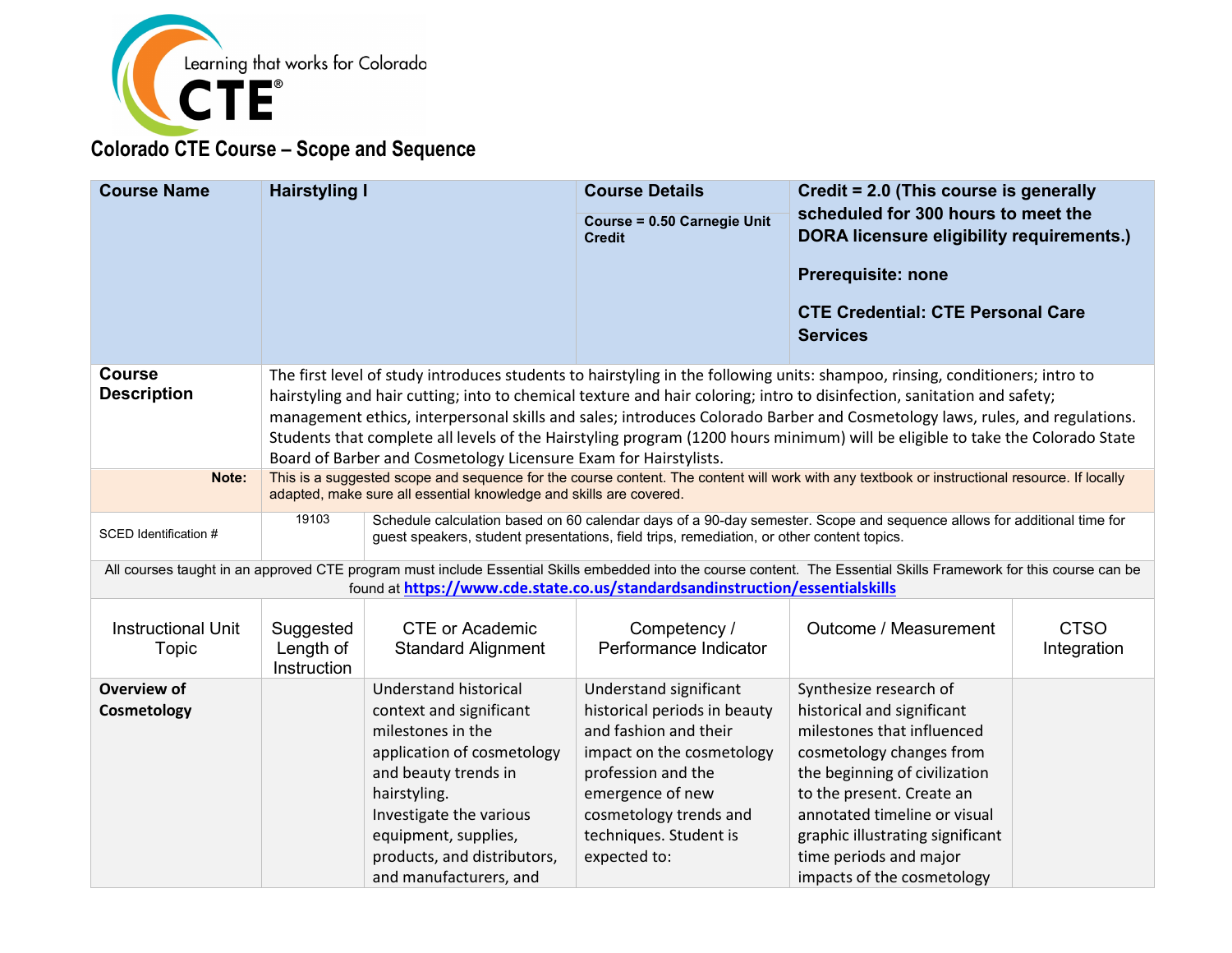Learning that works for Colorado CTE®

# Colorado CTE Course – Scope and Sequence

| Course Name | Hairstyling I | Course Details<br>Course = 0.50 Carnegie Unit Credit | Credit = 2.0 (This course is generally scheduled for 300 hours to meet the DORA licensure eligibility requirements.)<br><br>Prerequisite: none<br><br>CTE Credential: CTE Personal Care Services |
|---|---|---|---|
| **Course Description** | The first level of study introduces students to hairstyling in the following units: shampoo, rinsing, conditioners; intro to hairstyling and hair cutting; into to chemical texture and hair coloring; intro to disinfection, sanitation and safety; management ethics, interpersonal skills and sales; introduces Colorado Barber and Cosmetology laws, rules, and regulations. Students that complete all levels of the Hairstyling program (1200 hours minimum) will be eligible to take the Colorado State Board of Barber and Cosmetology Licensure Exam for Hairstylists. | | |
| **Note:** | This is a suggested scope and sequence for the course content. The content will work with any textbook or instructional resource. If locally adapted, make sure all essential knowledge and skills are covered. | | |
| SCED Identification # | 19103 | Schedule calculation based on 60 calendar days of a 90-day semester. Scope and sequence allows for additional time for guest speakers, student presentations, field trips, remediation, or other content topics. | |

All courses taught in an approved CTE program must include Essential Skills embedded into the course content. The Essential Skills Framework for this course can be found at **https://www.cde.state.co.us/standardsandinstruction/essentialskills**

| Instructional Unit Topic | Suggested Length of Instruction | CTE or Academic Standard Alignment | Competency / Performance Indicator | Outcome / Measurement | CTSO Integration |
|---|---|---|---|---|---|
| **Overview of Cosmetology** | | Understand historical context and significant milestones in the application of cosmetology and beauty trends in hairstyling.<br>Investigate the various equipment, supplies, products, and distributors, and manufacturers, and | Understand significant historical periods in beauty and fashion and their impact on the cosmetology profession and the emergence of new cosmetology trends and techniques. Student is expected to: | Synthesize research of historical and significant milestones that influenced cosmetology changes from the beginning of civilization to the present. Create an annotated timeline or visual graphic illustrating significant time periods and major impacts of the cosmetology | |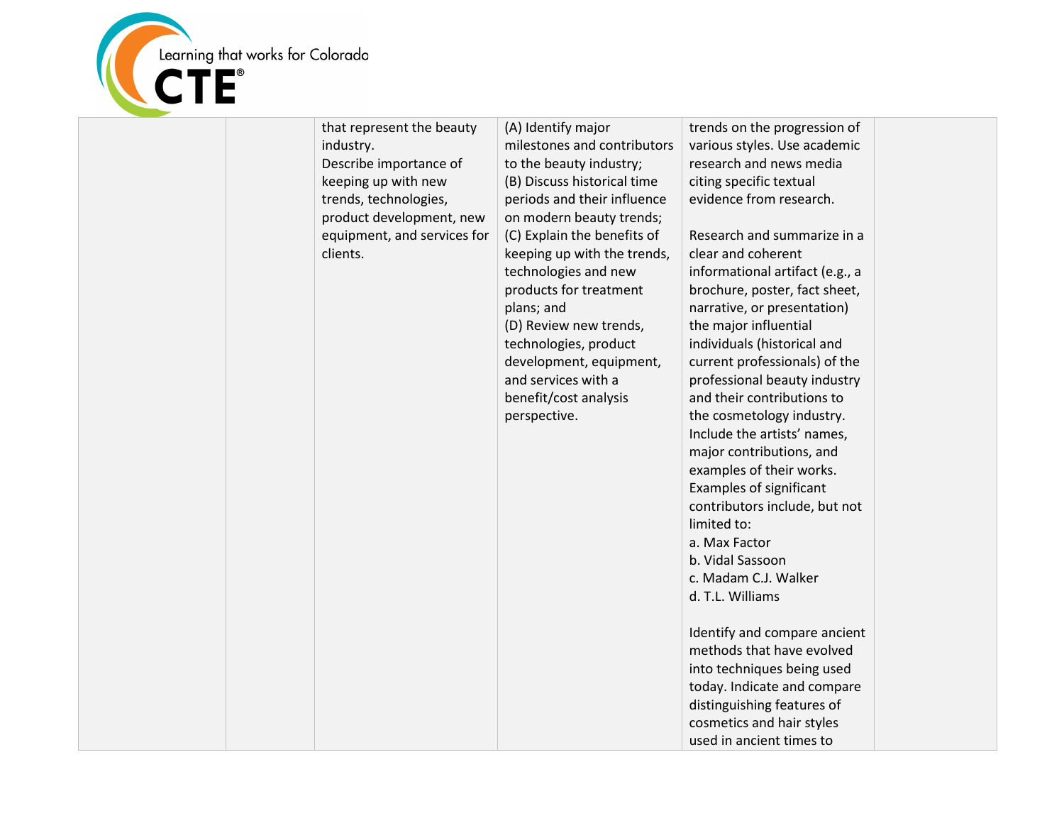| | | | | | |
|---|---|---|---|---|---|
| | | that represent the beauty industry.<br>Describe importance of keeping up with new trends, technologies, product development, new equipment, and services for clients. | (A) Identify major milestones and contributors to the beauty industry;<br>(B) Discuss historical time periods and their influence on modern beauty trends;<br>(C) Explain the benefits of keeping up with the trends, technologies and new products for treatment plans; and<br>(D) Review new trends, technologies, product development, equipment, and services with a benefit/cost analysis perspective. | trends on the progression of various styles. Use academic research and news media citing specific textual evidence from research.<br><br>Research and summarize in a clear and coherent informational artifact (e.g., a brochure, poster, fact sheet, narrative, or presentation) the major influential individuals (historical and current professionals) of the professional beauty industry and their contributions to the cosmetology industry. Include the artists' names, major contributions, and examples of their works. Examples of significant contributors include, but not limited to:<br>a. Max Factor<br>b. Vidal Sassoon<br>c. Madam C.J. Walker<br>d. T.L. Williams<br><br>Identify and compare ancient methods that have evolved into techniques being used today. Indicate and compare distinguishing features of cosmetics and hair styles used in ancient times to | |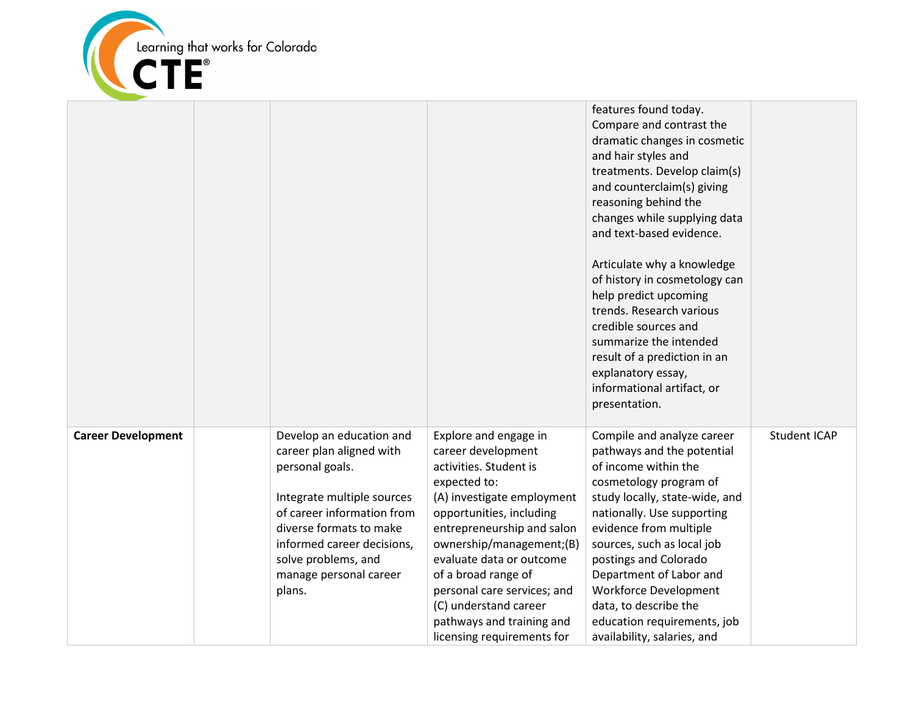| | | | | | |
|---|---|---|---|---|---|
| | | | | features found today. Compare and contrast the dramatic changes in cosmetic and hair styles and treatments. Develop claim(s) and counterclaim(s) giving reasoning behind the changes while supplying data and text-based evidence.<br><br>Articulate why a knowledge of history in cosmetology can help predict upcoming trends. Research various credible sources and summarize the intended result of a prediction in an explanatory essay, informational artifact, or presentation. | |
| **Career Development** | | Develop an education and career plan aligned with personal goals.<br><br>Integrate multiple sources of career information from diverse formats to make informed career decisions, solve problems, and manage personal career plans. | Explore and engage in career development activities. Student is expected to:<br>(A) investigate employment opportunities, including entrepreneurship and salon ownership/management;(B) evaluate data or outcome of a broad range of personal care services; and (C) understand career pathways and training and licensing requirements for | Compile and analyze career pathways and the potential of income within the cosmetology program of study locally, state-wide, and nationally. Use supporting evidence from multiple sources, such as local job postings and Colorado Department of Labor and Workforce Development data, to describe the education requirements, job availability, salaries, and | Student ICAP |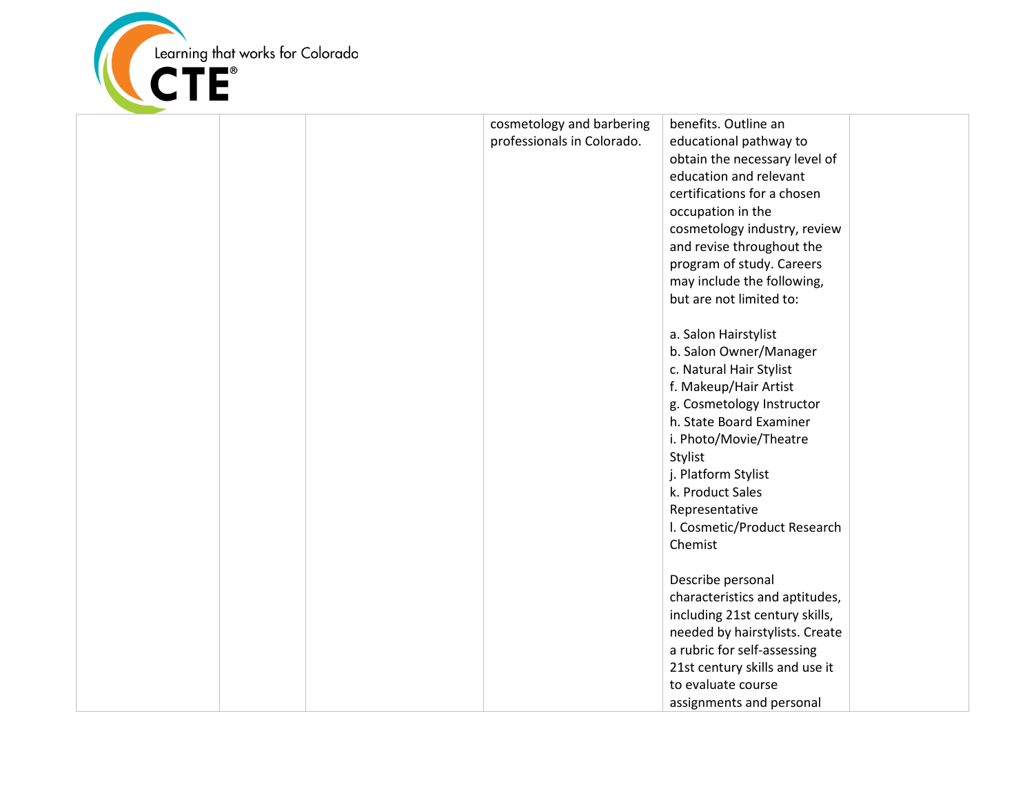|  |  |  | cosmetology and barbering professionals in Colorado. | benefits. Outline an educational pathway to obtain the necessary level of education and relevant certifications for a chosen occupation in the cosmetology industry, review and revise throughout the program of study. Careers may include the following, but are not limited to:<br><br>a. Salon Hairstylist<br>b. Salon Owner/Manager<br>c. Natural Hair Stylist<br>f. Makeup/Hair Artist<br>g. Cosmetology Instructor<br>h. State Board Examiner<br>i. Photo/Movie/Theatre Stylist<br>j. Platform Stylist<br>k. Product Sales Representative<br>l. Cosmetic/Product Research Chemist<br><br>Describe personal characteristics and aptitudes, including 21st century skills, needed by hairstylists. Create a rubric for self-assessing 21st century skills and use it to evaluate course assignments and personal |  |
|---|---|---|---|---|---|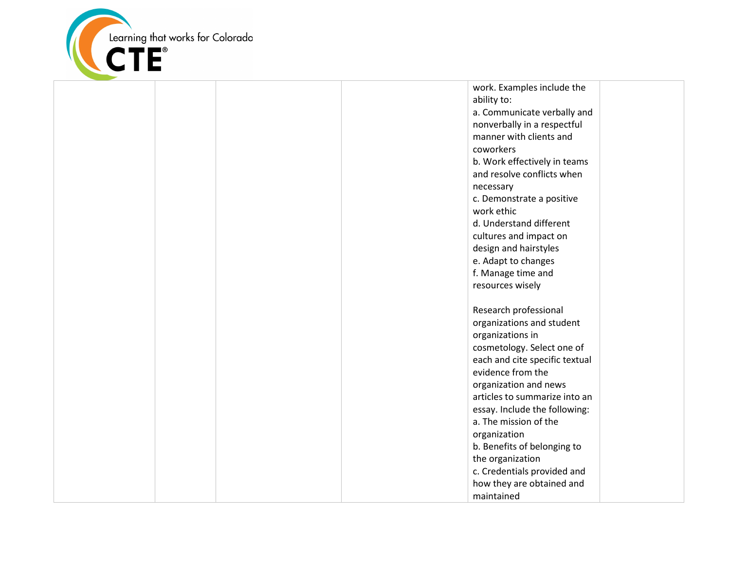| | | | | | |
|---|---|---|---|---|---|
| | | | | work. Examples include the ability to:<br>a. Communicate verbally and nonverbally in a respectful manner with clients and coworkers<br>b. Work effectively in teams and resolve conflicts when necessary<br>c. Demonstrate a positive work ethic<br>d. Understand different cultures and impact on design and hairstyles<br>e. Adapt to changes<br>f. Manage time and resources wisely<br><br>Research professional organizations and student organizations in cosmetology. Select one of each and cite specific textual evidence from the organization and news articles to summarize into an essay. Include the following:<br>a. The mission of the organization<br>b. Benefits of belonging to the organization<br>c. Credentials provided and how they are obtained and maintained | |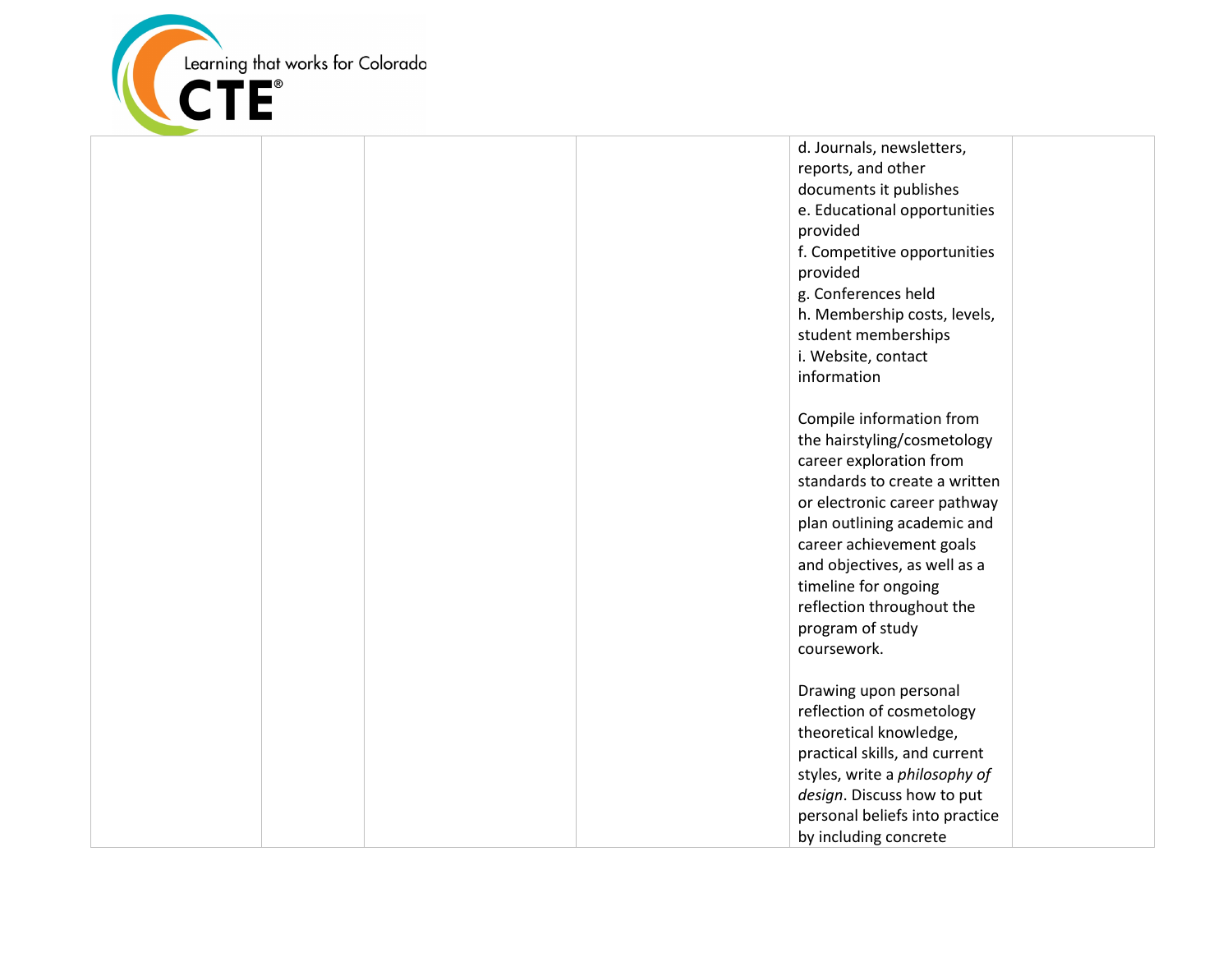| | | | | | |
|---|---|---|---|---|---|
| | | | | d. Journals, newsletters, reports, and other documents it publishes<br>e. Educational opportunities provided<br>f. Competitive opportunities provided<br>g. Conferences held<br>h. Membership costs, levels, student memberships<br>i. Website, contact information<br><br>Compile information from the hairstyling/cosmetology career exploration from standards to create a written or electronic career pathway plan outlining academic and career achievement goals and objectives, as well as a timeline for ongoing reflection throughout the program of study coursework.<br><br>Drawing upon personal reflection of cosmetology theoretical knowledge, practical skills, and current styles, write a *philosophy of design*. Discuss how to put personal beliefs into practice by including concrete | |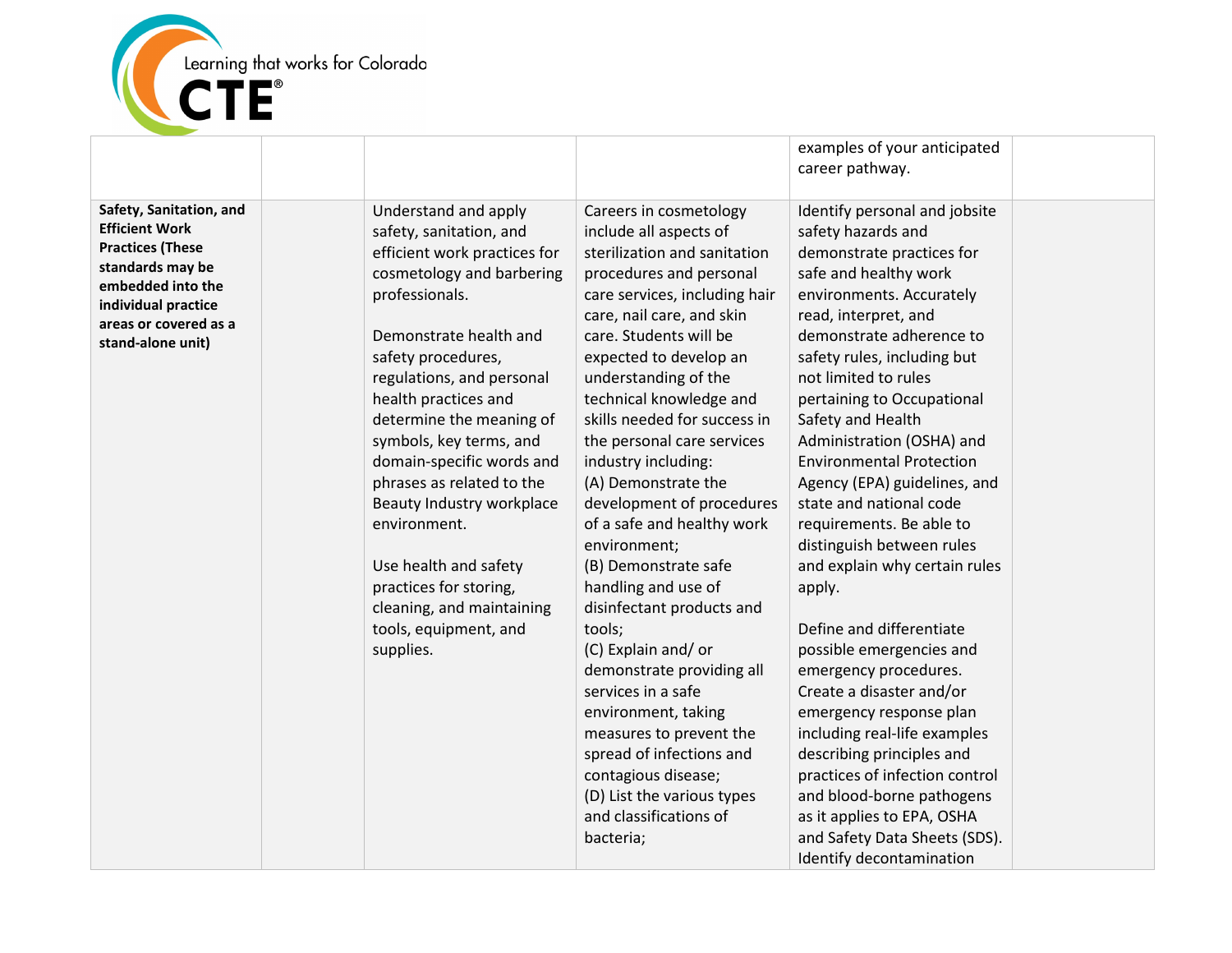| | | | | | |
|---|---|---|---|---|---|
| | | | | examples of your anticipated career pathway. | |
| **Safety, Sanitation, and Efficient Work Practices (These standards may be embedded into the individual practice areas or covered as a stand-alone unit)** | | Understand and apply safety, sanitation, and efficient work practices for cosmetology and barbering professionals.<br><br>Demonstrate health and safety procedures, regulations, and personal health practices and determine the meaning of symbols, key terms, and domain-specific words and phrases as related to the Beauty Industry workplace environment.<br><br>Use health and safety practices for storing, cleaning, and maintaining tools, equipment, and supplies. | Careers in cosmetology include all aspects of sterilization and sanitation procedures and personal care services, including hair care, nail care, and skin care. Students will be expected to develop an understanding of the technical knowledge and skills needed for success in the personal care services industry including:<br>(A) Demonstrate the development of procedures of a safe and healthy work environment;<br>(B) Demonstrate safe handling and use of disinfectant products and tools;<br>(C) Explain and/ or demonstrate providing all services in a safe environment, taking measures to prevent the spread of infections and contagious disease;<br>(D) List the various types and classifications of bacteria; | Identify personal and jobsite safety hazards and demonstrate practices for safe and healthy work environments. Accurately read, interpret, and demonstrate adherence to safety rules, including but not limited to rules pertaining to Occupational Safety and Health Administration (OSHA) and Environmental Protection Agency (EPA) guidelines, and state and national code requirements. Be able to distinguish between rules and explain why certain rules apply.<br><br>Define and differentiate possible emergencies and emergency procedures. Create a disaster and/or emergency response plan including real-life examples describing principles and practices of infection control and blood-borne pathogens as it applies to EPA, OSHA and Safety Data Sheets (SDS). Identify decontamination | |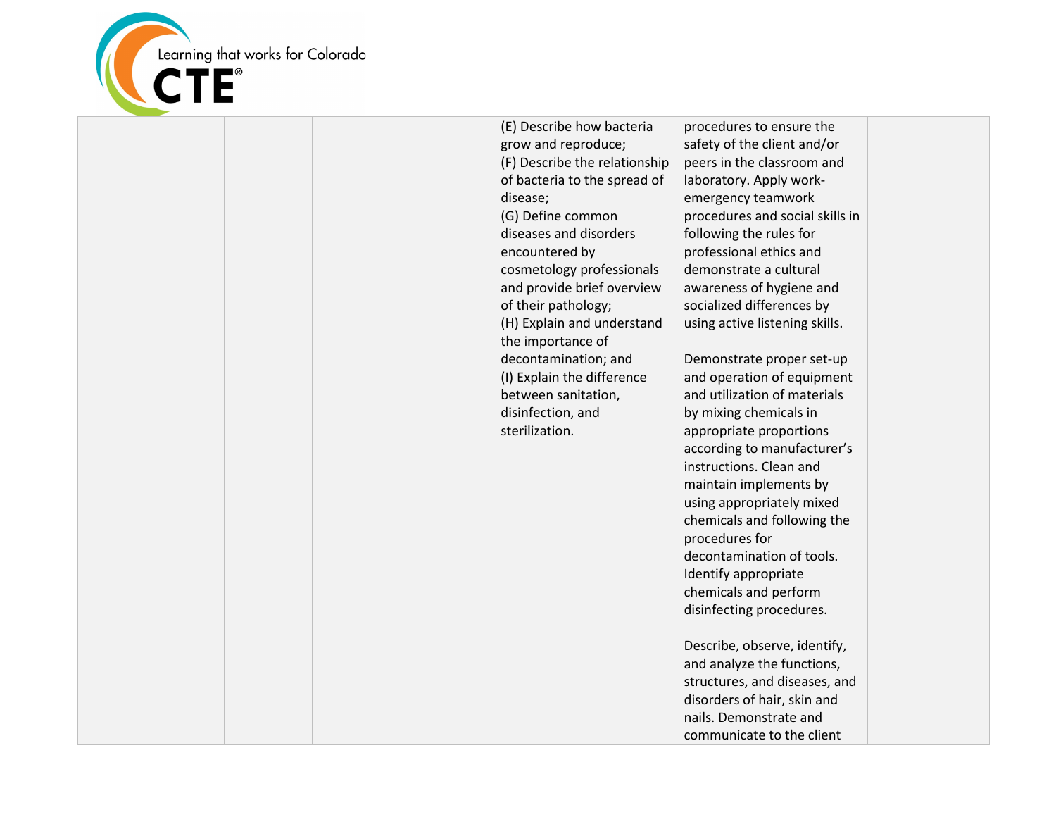| | | | | | |
|---|---|---|---|---|---|
| | | | (E) Describe how bacteria grow and reproduce;<br>(F) Describe the relationship of bacteria to the spread of disease;<br>(G) Define common diseases and disorders encountered by cosmetology professionals and provide brief overview of their pathology;<br>(H) Explain and understand the importance of decontamination; and<br>(I) Explain the difference between sanitation, disinfection, and sterilization. | procedures to ensure the safety of the client and/or peers in the classroom and laboratory. Apply work-emergency teamwork procedures and social skills in following the rules for professional ethics and demonstrate a cultural awareness of hygiene and socialized differences by using active listening skills.<br><br>Demonstrate proper set-up and operation of equipment and utilization of materials by mixing chemicals in appropriate proportions according to manufacturer's instructions. Clean and maintain implements by using appropriately mixed chemicals and following the procedures for decontamination of tools. Identify appropriate chemicals and perform disinfecting procedures.<br><br>Describe, observe, identify, and analyze the functions, structures, and diseases, and disorders of hair, skin and nails. Demonstrate and communicate to the client | |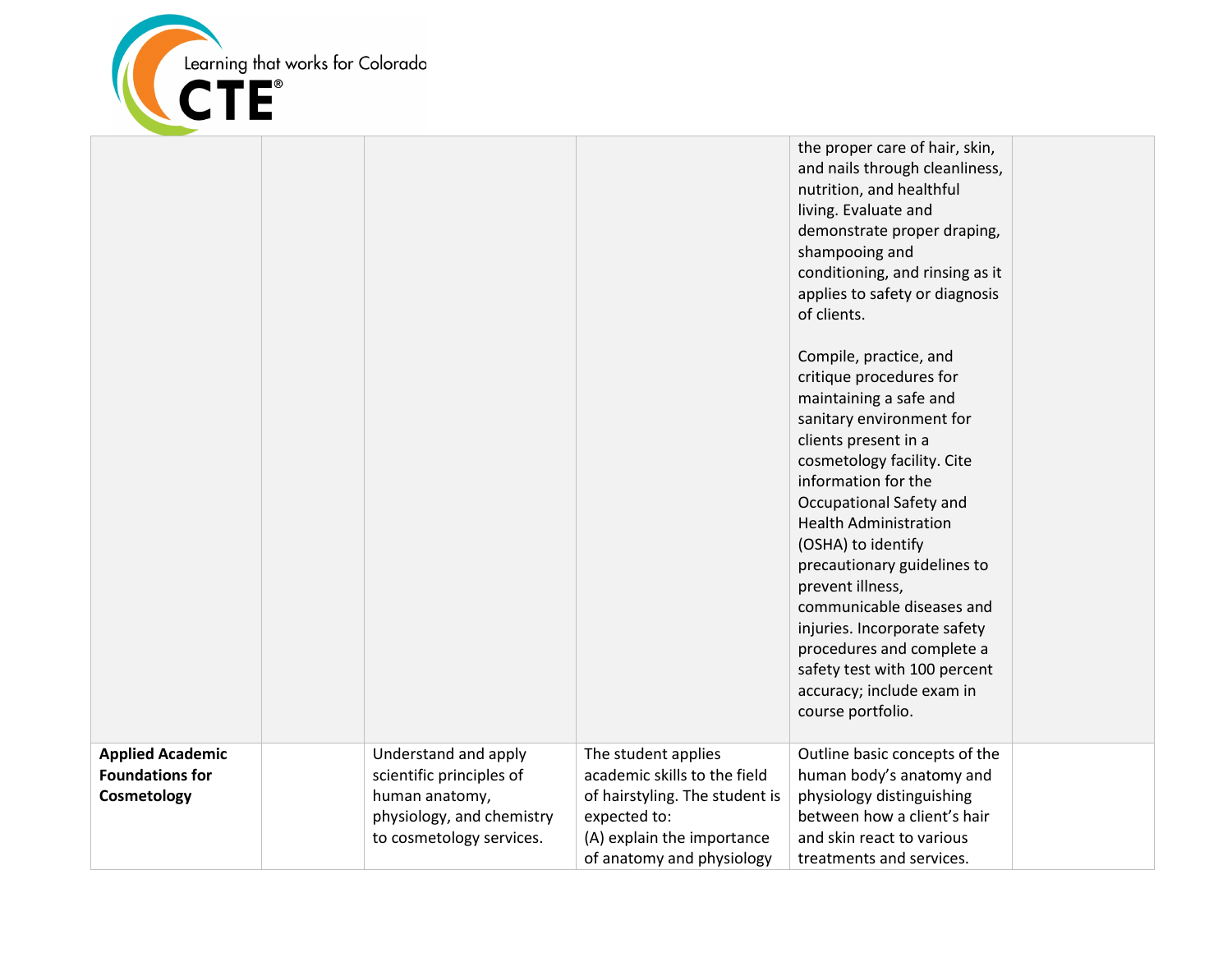| | | | | | |
|---|---|---|---|---|---|
| | | | | the proper care of hair, skin, and nails through cleanliness, nutrition, and healthful living. Evaluate and demonstrate proper draping, shampooing and conditioning, and rinsing as it applies to safety or diagnosis of clients.<br><br>Compile, practice, and critique procedures for maintaining a safe and sanitary environment for clients present in a cosmetology facility. Cite information for the Occupational Safety and Health Administration (OSHA) to identify precautionary guidelines to prevent illness, communicable diseases and injuries. Incorporate safety procedures and complete a safety test with 100 percent accuracy; include exam in course portfolio. | |
| **Applied Academic Foundations for Cosmetology** | | Understand and apply scientific principles of human anatomy, physiology, and chemistry to cosmetology services. | The student applies academic skills to the field of hairstyling. The student is expected to:<br>(A) explain the importance of anatomy and physiology | Outline basic concepts of the human body's anatomy and physiology distinguishing between how a client's hair and skin react to various treatments and services. | |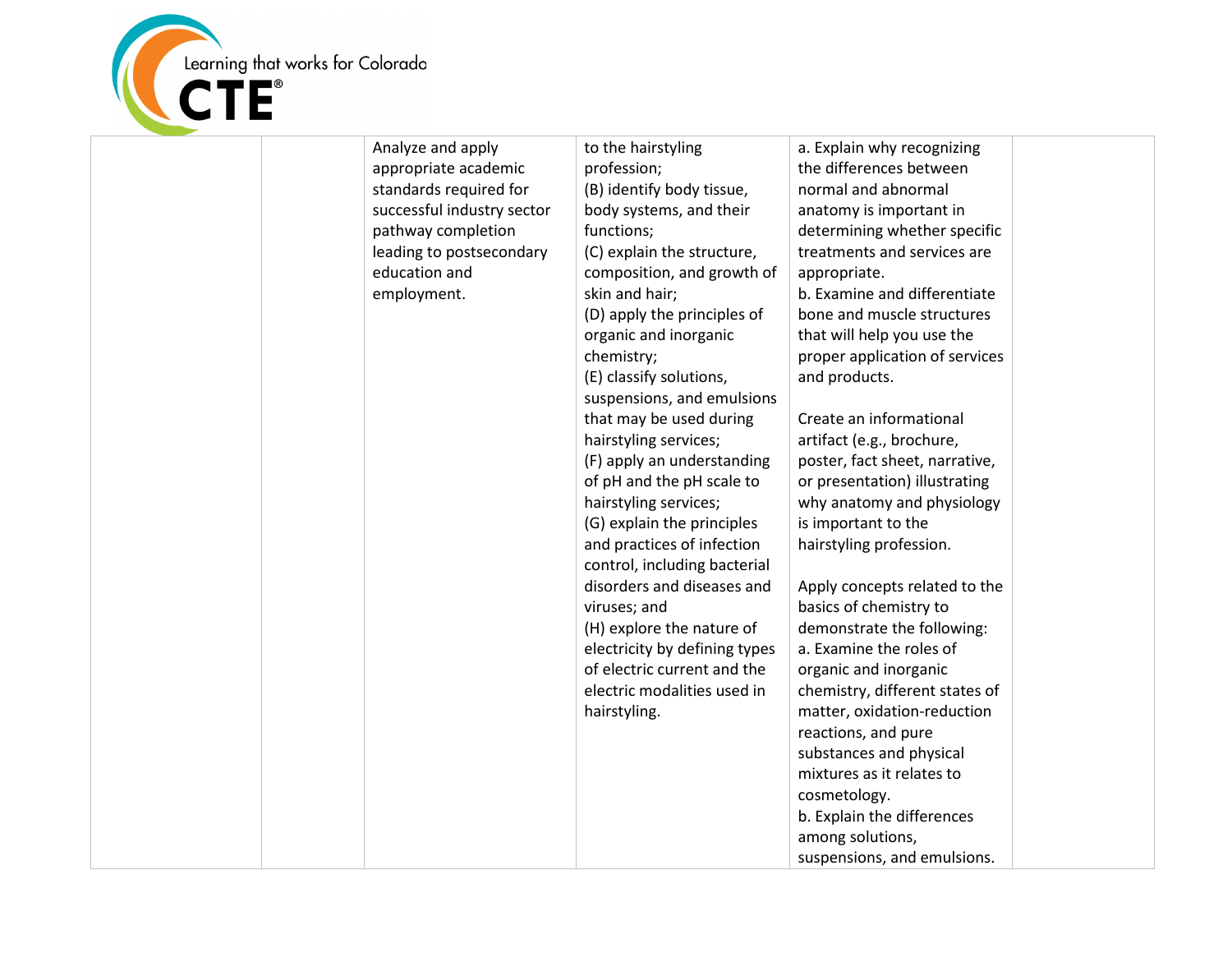| | | | | | |
|---|---|---|---|---|---|
| | | Analyze and apply appropriate academic standards required for successful industry sector pathway completion leading to postsecondary education and employment. | to the hairstyling profession;<br>(B) identify body tissue, body systems, and their functions;<br>(C) explain the structure, composition, and growth of skin and hair;<br>(D) apply the principles of organic and inorganic chemistry;<br>(E) classify solutions, suspensions, and emulsions that may be used during hairstyling services;<br>(F) apply an understanding of pH and the pH scale to hairstyling services;<br>(G) explain the principles and practices of infection control, including bacterial disorders and diseases and viruses; and<br>(H) explore the nature of electricity by defining types of electric current and the electric modalities used in hairstyling. | a. Explain why recognizing the differences between normal and abnormal anatomy is important in determining whether specific treatments and services are appropriate.<br>b. Examine and differentiate bone and muscle structures that will help you use the proper application of services and products.<br><br>Create an informational artifact (e.g., brochure, poster, fact sheet, narrative, or presentation) illustrating why anatomy and physiology is important to the hairstyling profession.<br><br>Apply concepts related to the basics of chemistry to demonstrate the following:<br>a. Examine the roles of organic and inorganic chemistry, different states of matter, oxidation-reduction reactions, and pure substances and physical mixtures as it relates to cosmetology.<br>b. Explain the differences among solutions, suspensions, and emulsions. | |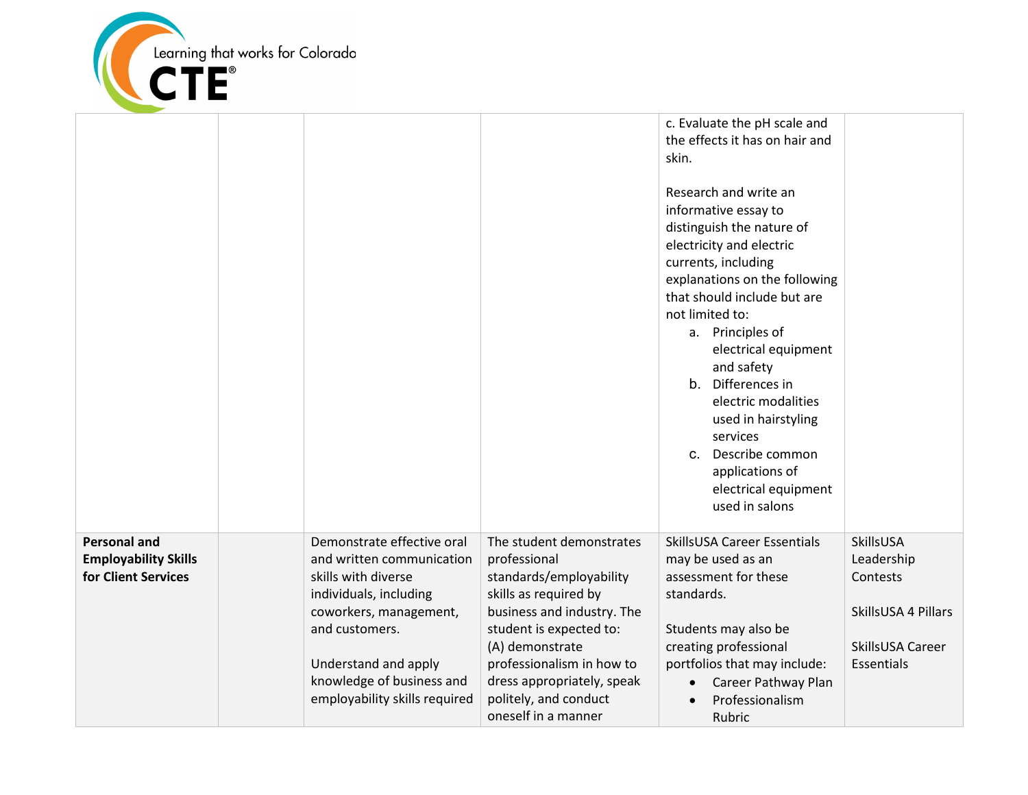| | | | | | |
|---|---|---|---|---|---|
| | | | | c. Evaluate the pH scale and the effects it has on hair and skin.<br><br>Research and write an informative essay to distinguish the nature of electricity and electric currents, including explanations on the following that should include but are not limited to:<br>a. Principles of electrical equipment and safety<br>b. Differences in electric modalities used in hairstyling services<br>c. Describe common applications of electrical equipment used in salons | |
| **Personal and Employability Skills for Client Services** | | Demonstrate effective oral and written communication skills with diverse individuals, including coworkers, management, and customers.<br><br>Understand and apply knowledge of business and employability skills required | The student demonstrates professional standards/employability skills as required by business and industry. The student is expected to:<br>(A) demonstrate professionalism in how to dress appropriately, speak politely, and conduct oneself in a manner | SkillsUSA Career Essentials may be used as an assessment for these standards.<br><br>Students may also be creating professional portfolios that may include:<br>• Career Pathway Plan<br>• Professionalism Rubric | SkillsUSA Leadership Contests<br><br>SkillsUSA 4 Pillars<br><br>SkillsUSA Career Essentials |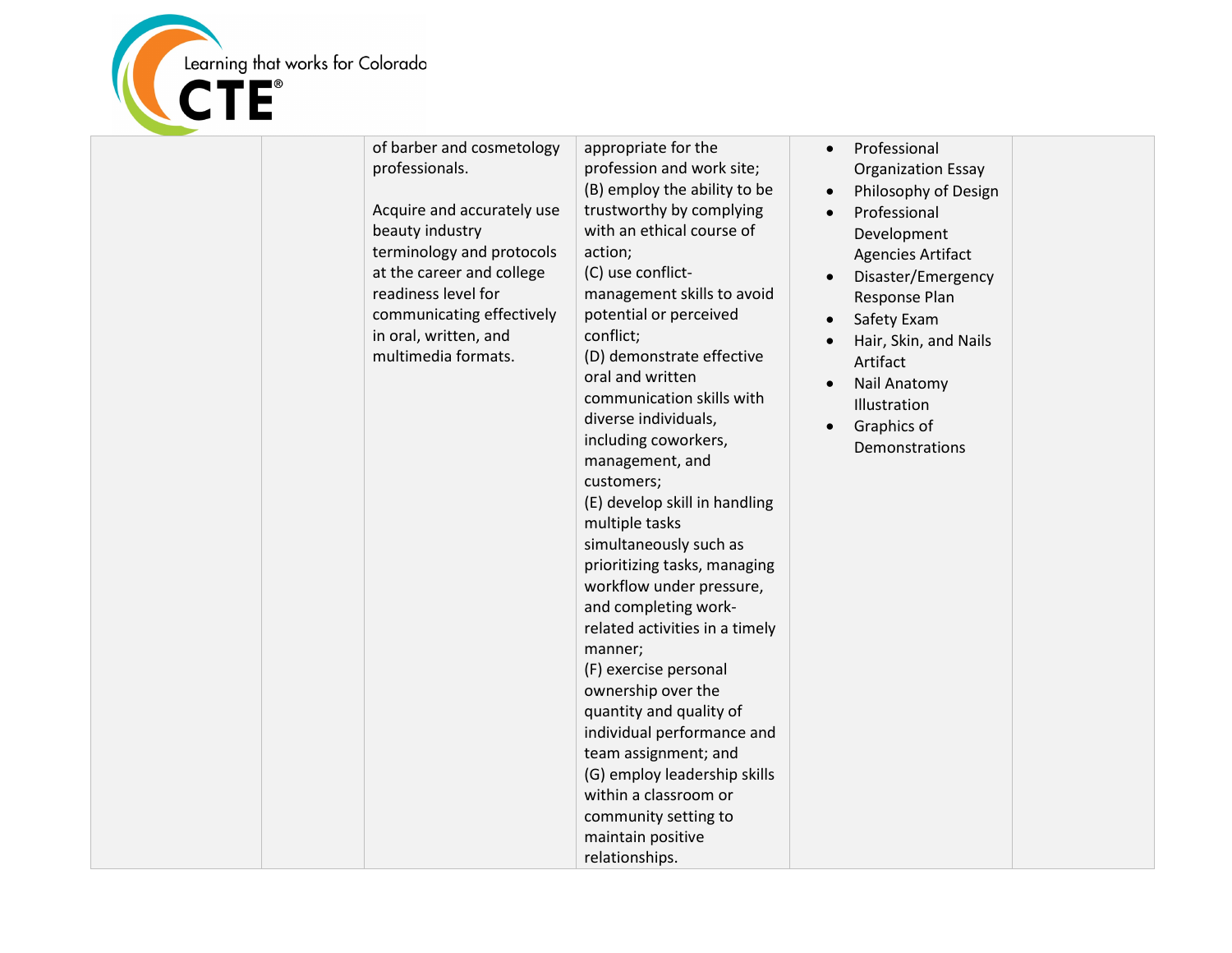|  |  |  |  |  |  |
|---|---|---|---|---|---|
|  |  | of barber and cosmetology professionals.<br><br>Acquire and accurately use beauty industry terminology and protocols at the career and college readiness level for communicating effectively in oral, written, and multimedia formats. | appropriate for the profession and work site;<br>(B) employ the ability to be trustworthy by complying with an ethical course of action;<br>(C) use conflict-management skills to avoid potential or perceived conflict;<br>(D) demonstrate effective oral and written communication skills with diverse individuals, including coworkers, management, and customers;<br>(E) develop skill in handling multiple tasks simultaneously such as prioritizing tasks, managing workflow under pressure, and completing work-related activities in a timely manner;<br>(F) exercise personal ownership over the quantity and quality of individual performance and team assignment; and<br>(G) employ leadership skills within a classroom or community setting to maintain positive relationships. | • Professional Organization Essay<br>• Philosophy of Design<br>• Professional Development Agencies Artifact<br>• Disaster/Emergency Response Plan<br>• Safety Exam<br>• Hair, Skin, and Nails Artifact<br>• Nail Anatomy Illustration<br>• Graphics of Demonstrations |  |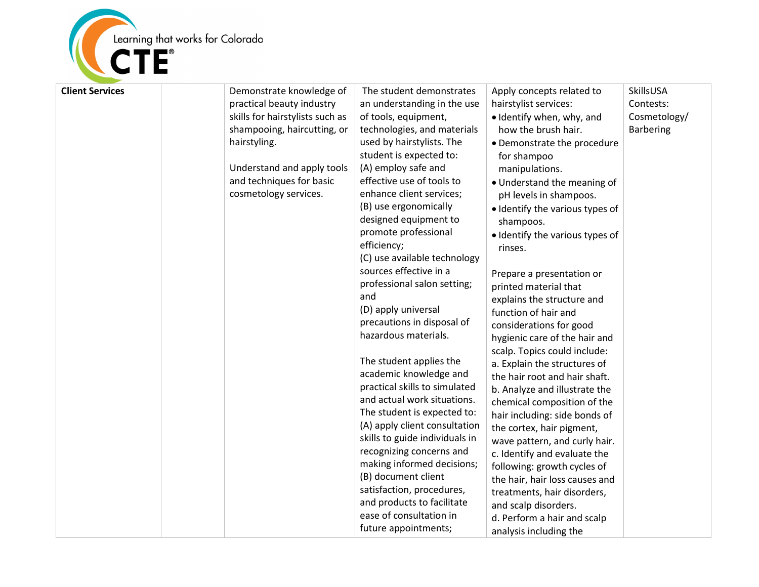| Client Services | | Demonstrate knowledge of practical beauty industry skills for hairstylists such as shampooing, haircutting, or hairstyling.<br><br>Understand and apply tools and techniques for basic cosmetology services. | The student demonstrates an understanding in the use of tools, equipment, technologies, and materials used by hairstylists. The student is expected to:<br>(A) employ safe and effective use of tools to enhance client services;<br>(B) use ergonomically designed equipment to promote professional efficiency;<br>(C) use available technology sources effective in a professional salon setting; and<br>(D) apply universal precautions in disposal of hazardous materials.<br><br>The student applies the academic knowledge and practical skills to simulated and actual work situations. The student is expected to:<br>(A) apply client consultation skills to guide individuals in recognizing concerns and making informed decisions;<br>(B) document client satisfaction, procedures, and products to facilitate ease of consultation in future appointments; | Apply concepts related to hairstylist services:<br>• Identify when, why, and how the brush hair.<br>• Demonstrate the procedure for shampoo manipulations.<br>• Understand the meaning of pH levels in shampoos.<br>• Identify the various types of shampoos.<br>• Identify the various types of rinses.<br><br>Prepare a presentation or printed material that explains the structure and function of hair and considerations for good hygienic care of the hair and scalp. Topics could include:<br>a. Explain the structures of the hair root and hair shaft.<br>b. Analyze and illustrate the chemical composition of the hair including: side bonds of the cortex, hair pigment, wave pattern, and curly hair.<br>c. Identify and evaluate the following: growth cycles of the hair, hair loss causes and treatments, hair disorders, and scalp disorders.<br>d. Perform a hair and scalp analysis including the | SkillsUSA Contests: Cosmetology/ Barbering |
|---|---|---|---|---|---|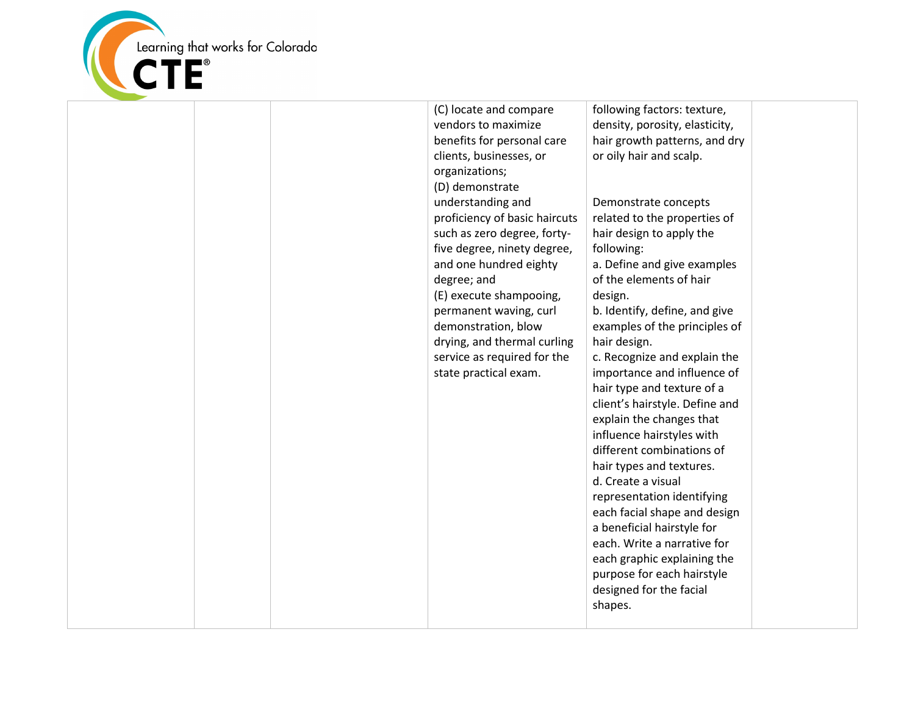|  |  |  | (C) locate and compare vendors to maximize benefits for personal care clients, businesses, or organizations;<br>(D) demonstrate understanding and proficiency of basic haircuts such as zero degree, forty-five degree, ninety degree, and one hundred eighty degree; and<br>(E) execute shampooing, permanent waving, curl demonstration, blow drying, and thermal curling service as required for the state practical exam. | following factors: texture, density, porosity, elasticity, hair growth patterns, and dry or oily hair and scalp.<br><br>Demonstrate concepts related to the properties of hair design to apply the following:<br>a. Define and give examples of the elements of hair design.<br>b. Identify, define, and give examples of the principles of hair design.<br>c. Recognize and explain the importance and influence of hair type and texture of a client's hairstyle. Define and explain the changes that influence hairstyles with different combinations of hair types and textures.<br>d. Create a visual representation identifying each facial shape and design a beneficial hairstyle for each. Write a narrative for each graphic explaining the purpose for each hairstyle designed for the facial shapes. |  |
|---|---|---|---|---|---|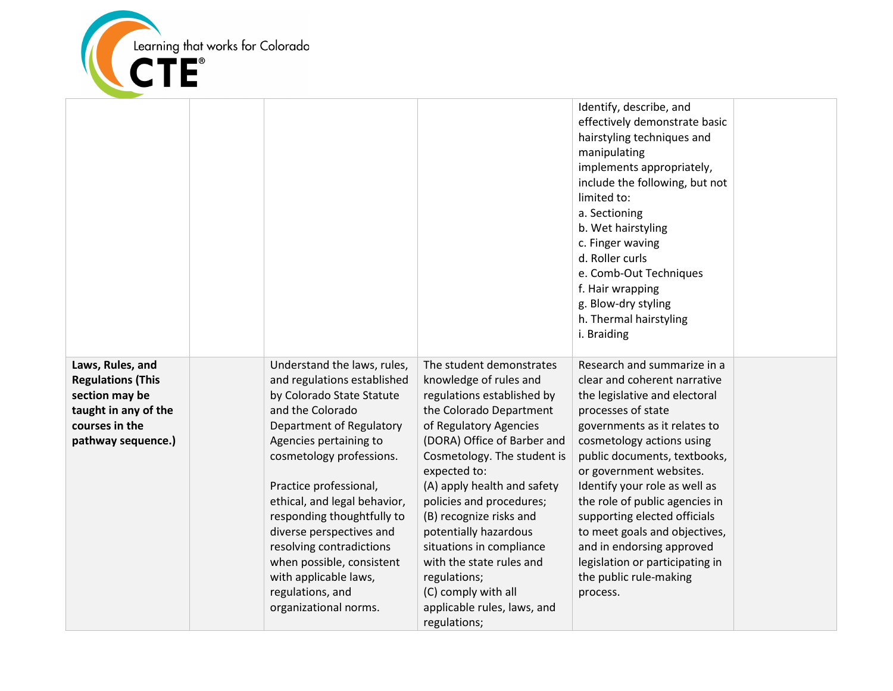| | | | | | |
|---|---|---|---|---|---|
| | | | | Identify, describe, and effectively demonstrate basic hairstyling techniques and manipulating implements appropriately, include the following, but not limited to:<br>a. Sectioning<br>b. Wet hairstyling<br>c. Finger waving<br>d. Roller curls<br>e. Comb-Out Techniques<br>f. Hair wrapping<br>g. Blow-dry styling<br>h. Thermal hairstyling<br>i. Braiding | |
| **Laws, Rules, and Regulations (This section may be taught in any of the courses in the pathway sequence.)** | | Understand the laws, rules, and regulations established by Colorado State Statute and the Colorado Department of Regulatory Agencies pertaining to cosmetology professions.<br><br>Practice professional, ethical, and legal behavior, responding thoughtfully to diverse perspectives and resolving contradictions when possible, consistent with applicable laws, regulations, and organizational norms. | The student demonstrates knowledge of rules and regulations established by the Colorado Department of Regulatory Agencies (DORA) Office of Barber and Cosmetology. The student is expected to:<br>(A) apply health and safety policies and procedures;<br>(B) recognize risks and potentially hazardous situations in compliance with the state rules and regulations;<br>(C) comply with all applicable rules, laws, and regulations; | Research and summarize in a clear and coherent narrative the legislative and electoral processes of state governments as it relates to cosmetology actions using public documents, textbooks, or government websites. Identify your role as well as the role of public agencies in supporting elected officials to meet goals and objectives, and in endorsing approved legislation or participating in the public rule-making process. | |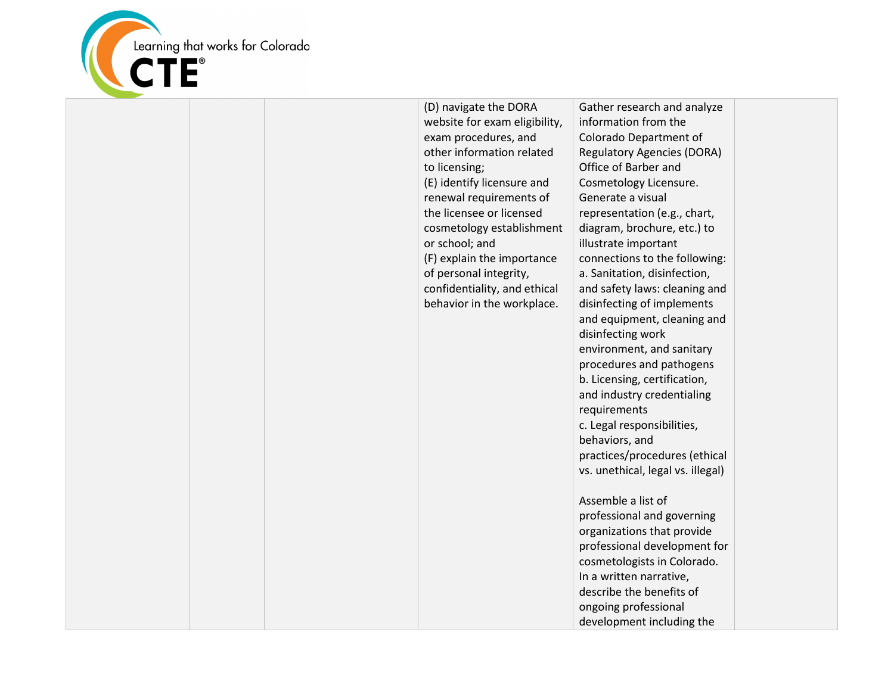| | | | | | |
|---|---|---|---|---|---|
| | | | (D) navigate the DORA website for exam eligibility, exam procedures, and other information related to licensing;<br>(E) identify licensure and renewal requirements of the licensee or licensed cosmetology establishment or school; and<br>(F) explain the importance of personal integrity, confidentiality, and ethical behavior in the workplace. | Gather research and analyze information from the Colorado Department of Regulatory Agencies (DORA) Office of Barber and Cosmetology Licensure. Generate a visual representation (e.g., chart, diagram, brochure, etc.) to illustrate important connections to the following:<br>a. Sanitation, disinfection, and safety laws: cleaning and disinfecting of implements and equipment, cleaning and disinfecting work environment, and sanitary procedures and pathogens<br>b. Licensing, certification, and industry credentialing requirements<br>c. Legal responsibilities, behaviors, and practices/procedures (ethical vs. unethical, legal vs. illegal)<br><br>Assemble a list of professional and governing organizations that provide professional development for cosmetologists in Colorado. In a written narrative, describe the benefits of ongoing professional development including the | |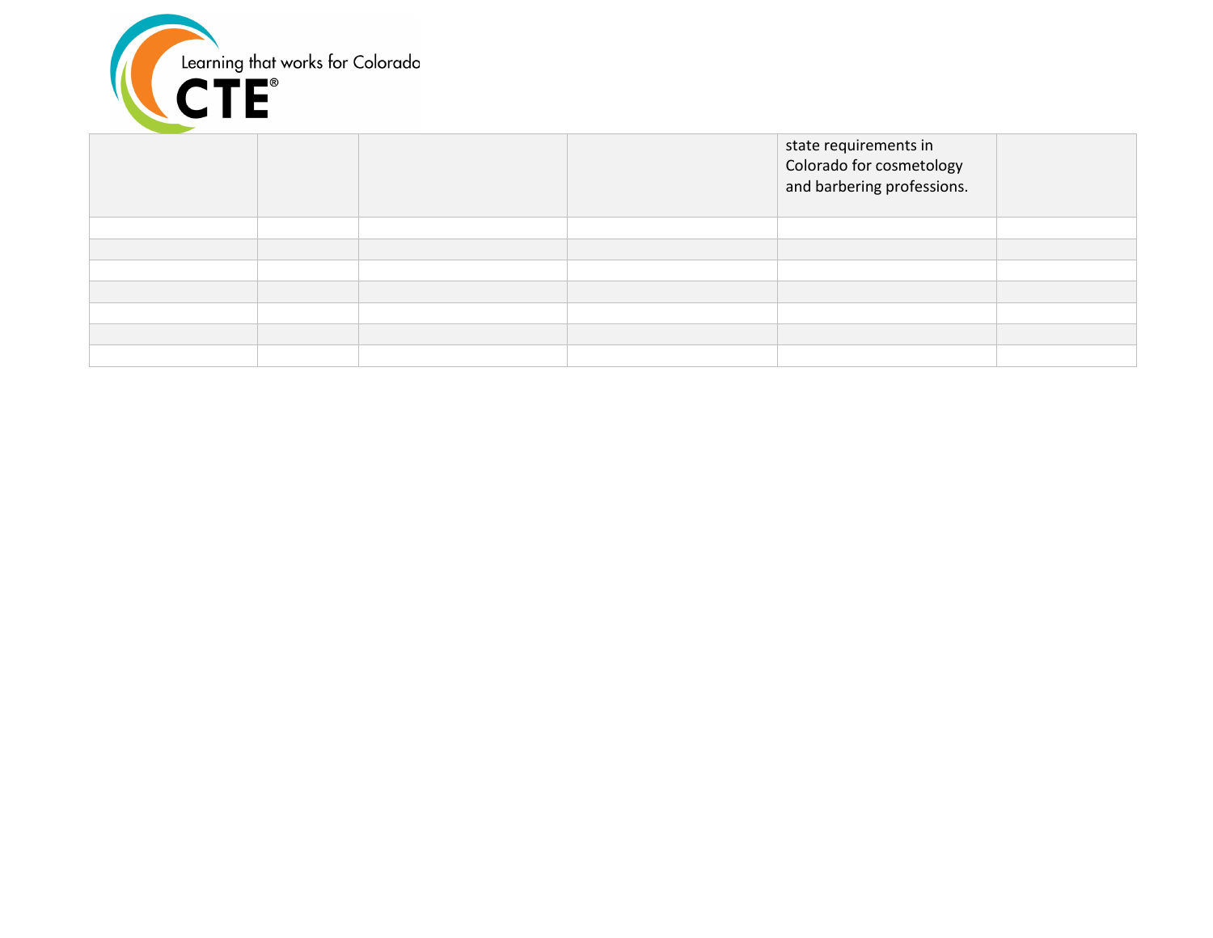| | | | | | |
|---|---|---|---|---|---|
| | | | | state requirements in Colorado for cosmetology and barbering professions. | |
| | | | | | |
| | | | | | |
| | | | | | |
| | | | | | |
| | | | | | |
| | | | | | |
| | | | | | |